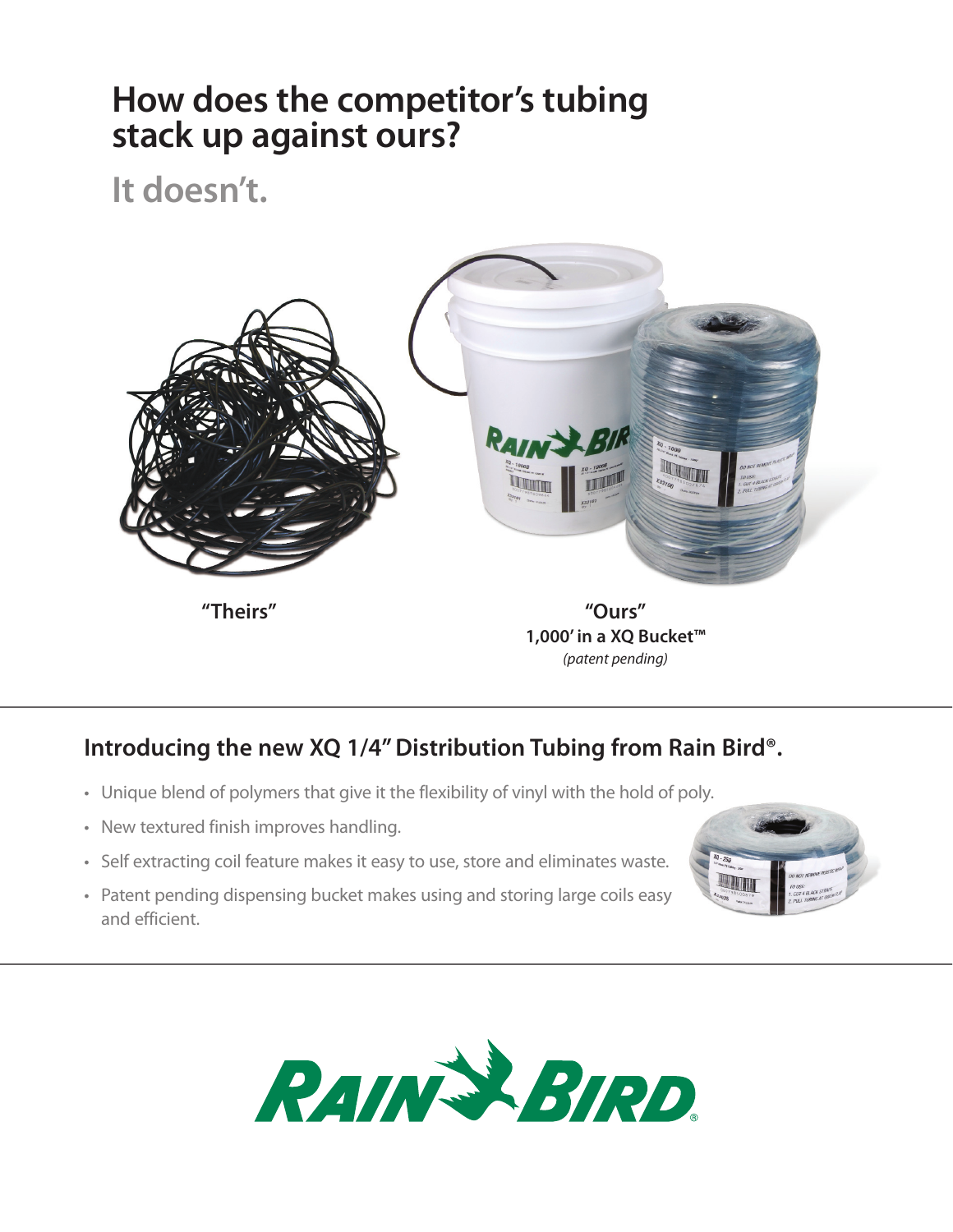# How does the competitor's tubing stack up against ours?

## It doesn't.

"Theirs"

"Ours"
**1,000' in a XQ Bucket™**
*(patent pending)*

### Introducing the new XQ 1/4" Distribution Tubing from Rain Bird®.

- Unique blend of polymers that give it the flexibility of vinyl with the hold of poly.
- New textured finish improves handling.
- Self extracting coil feature makes it easy to use, store and eliminates waste.
- Patent pending dispensing bucket makes using and storing large coils easy and efficient.

RAIN BIRD®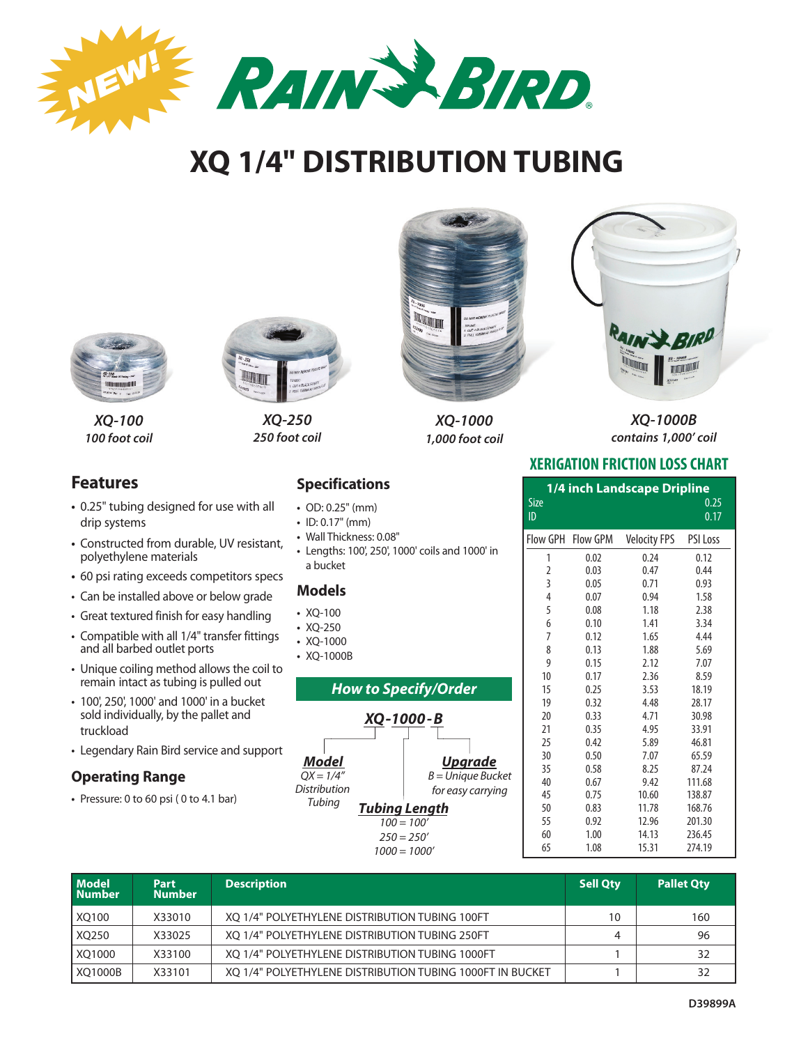NEW!

# XQ 1/4" DISTRIBUTION TUBING

*XQ-100*
*100 foot coil*

*XQ-250*
*250 foot coil*

*XQ-1000*
*1,000 foot coil*

*XQ-1000B*
*contains 1,000' coil*

## Features

- 0.25" tubing designed for use with all drip systems
- Constructed from durable, UV resistant, polyethylene materials
- 60 psi rating exceeds competitors specs
- Can be installed above or below grade
- Great textured finish for easy handling
- Compatible with all 1/4" transfer fittings and all barbed outlet ports
- Unique coiling method allows the coil to remain intact as tubing is pulled out
- 100', 250', 1000' and 1000' in a bucket sold individually, by the pallet and truckload
- Legendary Rain Bird service and support

### Operating Range

- Pressure: 0 to 60 psi ( 0 to 4.1 bar)

## Specifications

- OD: 0.25" (mm)
- ID: 0.17" (mm)
- Wall Thickness: 0.08"
- Lengths: 100', 250', 1000' coils and 1000' in a bucket

## Models

- XQ-100
- XQ-250
- XQ-1000
- XQ-1000B

### How to Specify/Order

**XQ-1000-B**

**Model**
*QX = 1/4" Distribution Tubing*

**Tubing Length**
*100 = 100'*
*250 = 250'*
*1000 = 1000'*

**Upgrade**
*B = Unique Bucket for easy carrying*

## XERIGATION FRICTION LOSS CHART

| 1/4 inch Landscape Dripline | | | |
|---|---|---|---|
| Size | | | 0.25 |
| ID | | | 0.17 |
| Flow GPH | Flow GPM | Velocity FPS | PSI Loss |
| 1 | 0.02 | 0.24 | 0.12 |
| 2 | 0.03 | 0.47 | 0.44 |
| 3 | 0.05 | 0.71 | 0.93 |
| 4 | 0.07 | 0.94 | 1.58 |
| 5 | 0.08 | 1.18 | 2.38 |
| 6 | 0.10 | 1.41 | 3.34 |
| 7 | 0.12 | 1.65 | 4.44 |
| 8 | 0.13 | 1.88 | 5.69 |
| 9 | 0.15 | 2.12 | 7.07 |
| 10 | 0.17 | 2.36 | 8.59 |
| 15 | 0.25 | 3.53 | 18.19 |
| 19 | 0.32 | 4.48 | 28.17 |
| 20 | 0.33 | 4.71 | 30.98 |
| 21 | 0.35 | 4.95 | 33.91 |
| 25 | 0.42 | 5.89 | 46.81 |
| 30 | 0.50 | 7.07 | 65.59 |
| 35 | 0.58 | 8.25 | 87.24 |
| 40 | 0.67 | 9.42 | 111.68 |
| 45 | 0.75 | 10.60 | 138.87 |
| 50 | 0.83 | 11.78 | 168.76 |
| 55 | 0.92 | 12.96 | 201.30 |
| 60 | 1.00 | 14.13 | 236.45 |
| 65 | 1.08 | 15.31 | 274.19 |

| Model Number | Part Number | Description | Sell Qty | Pallet Qty |
|---|---|---|---|---|
| XQ100 | X33010 | XQ 1/4" POLYETHYLENE DISTRIBUTION TUBING 100FT | 10 | 160 |
| XQ250 | X33025 | XQ 1/4" POLYETHYLENE DISTRIBUTION TUBING 250FT | 4 | 96 |
| XQ1000 | X33100 | XQ 1/4" POLYETHYLENE DISTRIBUTION TUBING 1000FT | 1 | 32 |
| XQ1000B | X33101 | XQ 1/4" POLYETHYLENE DISTRIBUTION TUBING 1000FT IN BUCKET | 1 | 32 |

D39899A